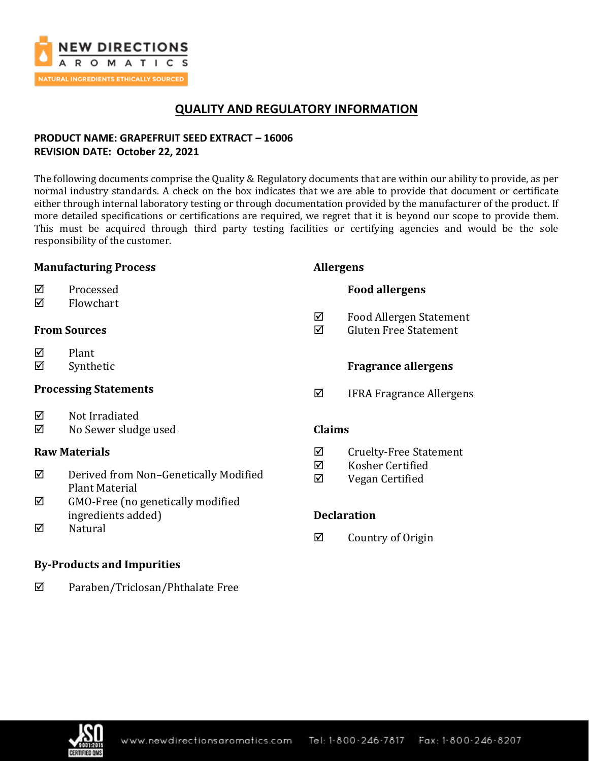# QUALITY AND REGULATORY INFORMATION

**PRODUCT NAME: GRAPEFRUIT SEED EXTRACT – 16006**
**REVISION DATE: October 22, 2021**

The following documents comprise the Quality & Regulatory documents that are within our ability to provide, as per normal industry standards. A check on the box indicates that we are able to provide that document or certificate either through internal laboratory testing or through documentation provided by the manufacturer of the product. If more detailed specifications or certifications are required, we regret that it is beyond our scope to provide them. This must be acquired through third party testing facilities or certifying agencies and would be the sole responsibility of the customer.

### Manufacturing Process

- ☑ Processed
- ☑ Flowchart

### From Sources

- ☑ Plant
- ☑ Synthetic

### Processing Statements

- ☑ Not Irradiated
- ☑ No Sewer sludge used

### Raw Materials

- ☑ Derived from Non–Genetically Modified Plant Material
- ☑ GMO-Free (no genetically modified ingredients added)
- ☑ Natural

### By-Products and Impurities

- ☑ Paraben/Triclosan/Phthalate Free

### Allergens

#### Food allergens

- ☑ Food Allergen Statement
- ☑ Gluten Free Statement

#### Fragrance allergens

- ☑ IFRA Fragrance Allergens

### Claims

- ☑ Cruelty-Free Statement
- ☑ Kosher Certified
- ☑ Vegan Certified

### Declaration

- ☑ Country of Origin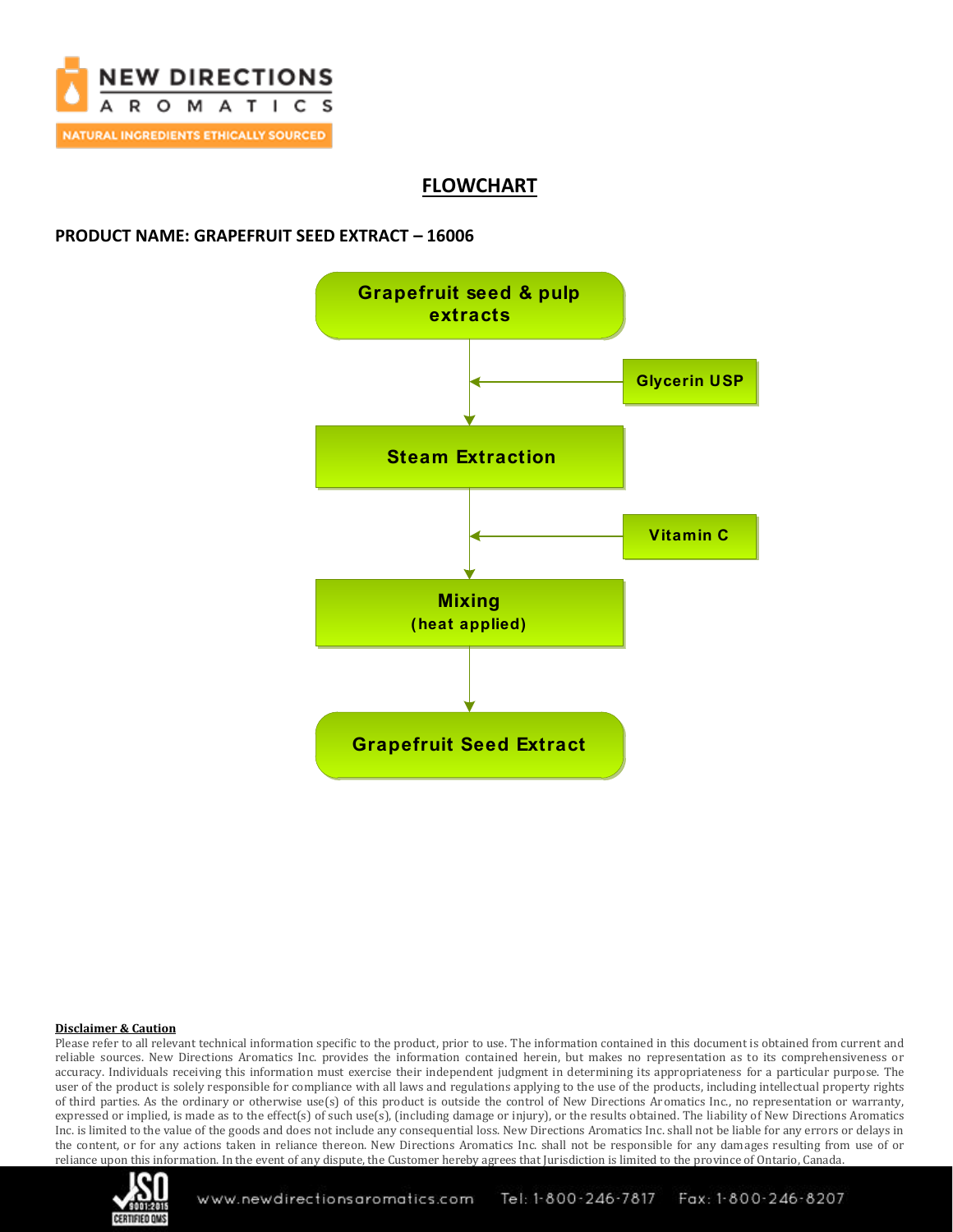# FLOWCHART

**PRODUCT NAME: GRAPEFRUIT SEED EXTRACT – 16006**

Grapefruit seed & pulp extracts

↓ ← Glycerin USP

Steam Extraction

↓ ← Vitamin C

Mixing
(heat applied)

↓

Grapefruit Seed Extract

**Disclaimer & Caution**

Please refer to all relevant technical information specific to the product, prior to use. The information contained in this document is obtained from current and reliable sources. New Directions Aromatics Inc. provides the information contained herein, but makes no representation as to its comprehensiveness or accuracy. Individuals receiving this information must exercise their independent judgment in determining its appropriateness for a particular purpose. The user of the product is solely responsible for compliance with all laws and regulations applying to the use of the products, including intellectual property rights of third parties. As the ordinary or otherwise use(s) of this product is outside the control of New Directions Aromatics Inc., no representation or warranty, expressed or implied, is made as to the effect(s) of such use(s), (including damage or injury), or the results obtained. The liability of New Directions Aromatics Inc. is limited to the value of the goods and does not include any consequential loss. New Directions Aromatics Inc. shall not be liable for any errors or delays in the content, or for any actions taken in reliance thereon. New Directions Aromatics Inc. shall not be responsible for any damages resulting from use of or reliance upon this information. In the event of any dispute, the Customer hereby agrees that Jurisdiction is limited to the province of Ontario, Canada.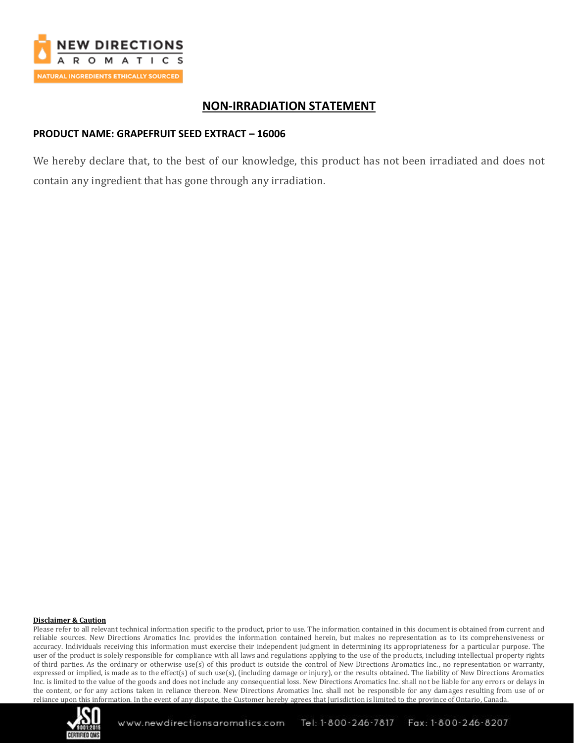# NON-IRRADIATION STATEMENT

**PRODUCT NAME: GRAPEFRUIT SEED EXTRACT – 16006**

We hereby declare that, to the best of our knowledge, this product has not been irradiated and does not contain any ingredient that has gone through any irradiation.

**Disclaimer & Caution**

Please refer to all relevant technical information specific to the product, prior to use. The information contained in this document is obtained from current and reliable sources. New Directions Aromatics Inc. provides the information contained herein, but makes no representation as to its comprehensiveness or accuracy. Individuals receiving this information must exercise their independent judgment in determining its appropriateness for a particular purpose. The user of the product is solely responsible for compliance with all laws and regulations applying to the use of the products, including intellectual property rights of third parties. As the ordinary or otherwise use(s) of this product is outside the control of New Directions Aromatics Inc., no representation or warranty, expressed or implied, is made as to the effect(s) of such use(s), (including damage or injury), or the results obtained. The liability of New Directions Aromatics Inc. is limited to the value of the goods and does not include any consequential loss. New Directions Aromatics Inc. shall not be liable for any errors or delays in the content, or for any actions taken in reliance thereon. New Directions Aromatics Inc. shall not be responsible for any damages resulting from use of or reliance upon this information. In the event of any dispute, the Customer hereby agrees that Jurisdiction is limited to the province of Ontario, Canada.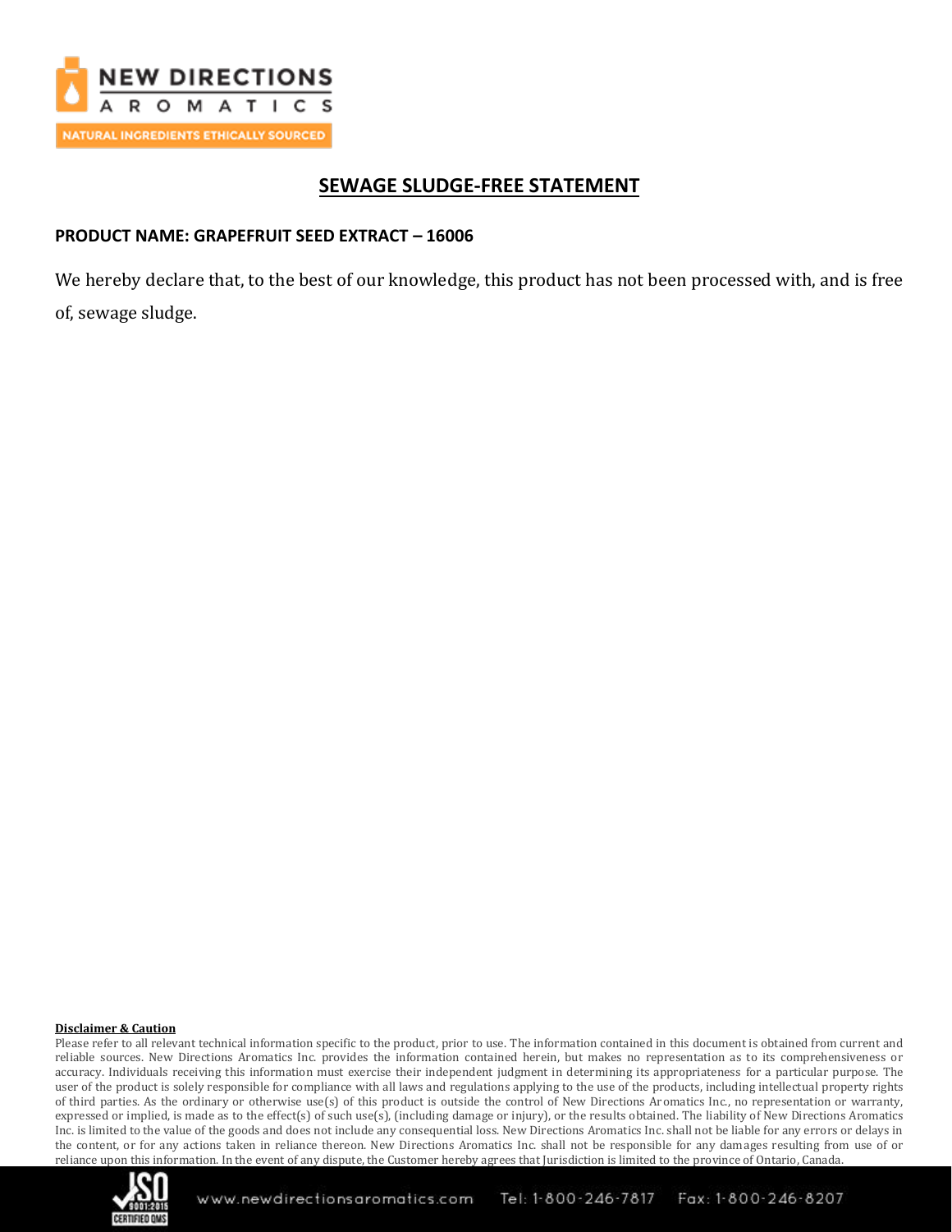# SEWAGE SLUDGE-FREE STATEMENT

**PRODUCT NAME: GRAPEFRUIT SEED EXTRACT – 16006**

We hereby declare that, to the best of our knowledge, this product has not been processed with, and is free of, sewage sludge.

**Disclaimer & Caution**

Please refer to all relevant technical information specific to the product, prior to use. The information contained in this document is obtained from current and reliable sources. New Directions Aromatics Inc. provides the information contained herein, but makes no representation as to its comprehensiveness or accuracy. Individuals receiving this information must exercise their independent judgment in determining its appropriateness for a particular purpose. The user of the product is solely responsible for compliance with all laws and regulations applying to the use of the products, including intellectual property rights of third parties. As the ordinary or otherwise use(s) of this product is outside the control of New Directions Aromatics Inc., no representation or warranty, expressed or implied, is made as to the effect(s) of such use(s), (including damage or injury), or the results obtained. The liability of New Directions Aromatics Inc. is limited to the value of the goods and does not include any consequential loss. New Directions Aromatics Inc. shall not be liable for any errors or delays in the content, or for any actions taken in reliance thereon. New Directions Aromatics Inc. shall not be responsible for any damages resulting from use of or reliance upon this information. In the event of any dispute, the Customer hereby agrees that Jurisdiction is limited to the province of Ontario, Canada.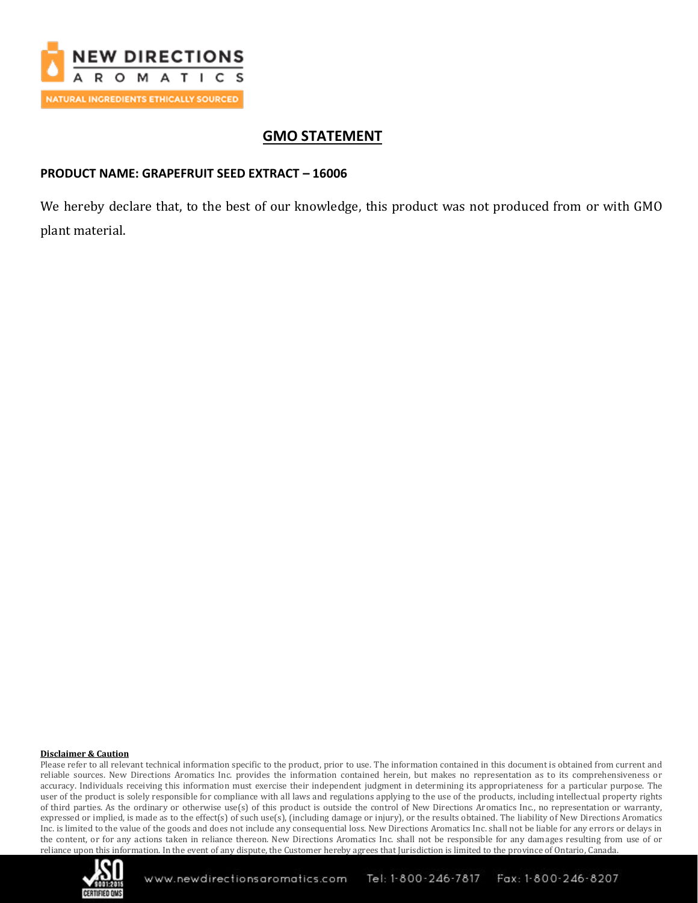# GMO STATEMENT

**PRODUCT NAME: GRAPEFRUIT SEED EXTRACT – 16006**

We hereby declare that, to the best of our knowledge, this product was not produced from or with GMO plant material.

**Disclaimer & Caution**

Please refer to all relevant technical information specific to the product, prior to use. The information contained in this document is obtained from current and reliable sources. New Directions Aromatics Inc. provides the information contained herein, but makes no representation as to its comprehensiveness or accuracy. Individuals receiving this information must exercise their independent judgment in determining its appropriateness for a particular purpose. The user of the product is solely responsible for compliance with all laws and regulations applying to the use of the products, including intellectual property rights of third parties. As the ordinary or otherwise use(s) of this product is outside the control of New Directions Aromatics Inc., no representation or warranty, expressed or implied, is made as to the effect(s) of such use(s), (including damage or injury), or the results obtained. The liability of New Directions Aromatics Inc. is limited to the value of the goods and does not include any consequential loss. New Directions Aromatics Inc. shall not be liable for any errors or delays in the content, or for any actions taken in reliance thereon. New Directions Aromatics Inc. shall not be responsible for any damages resulting from use of or reliance upon this information. In the event of any dispute, the Customer hereby agrees that Jurisdiction is limited to the province of Ontario, Canada.

www.newdirectionsaromatics.com Tel: 1-800-246-7817 Fax: 1-800-246-8207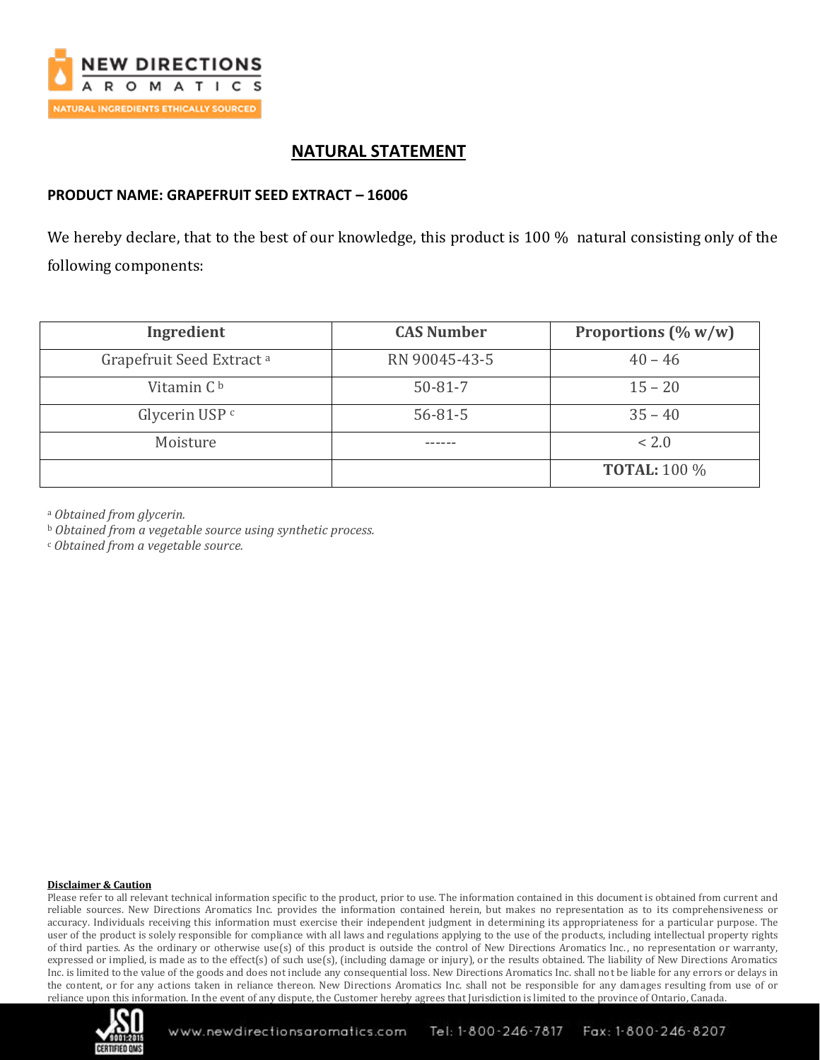## NATURAL STATEMENT

**PRODUCT NAME: GRAPEFRUIT SEED EXTRACT – 16006**

We hereby declare, that to the best of our knowledge, this product is 100 % natural consisting only of the following components:

| Ingredient | CAS Number | Proportions (% w/w) |
|---|---|---|
| Grapefruit Seed Extract [a] | RN 90045-43-5 | 40 – 46 |
| Vitamin C [b] | 50-81-7 | 15 – 20 |
| Glycerin USP [c] | 56-81-5 | 35 – 40 |
| Moisture | ------ | < 2.0 |
| | | **TOTAL:** 100 % |

[a] *Obtained from glycerin.*
[b] *Obtained from a vegetable source using synthetic process.*
[c] *Obtained from a vegetable source.*

**Disclaimer & Caution**
Please refer to all relevant technical information specific to the product, prior to use. The information contained in this document is obtained from current and reliable sources. New Directions Aromatics Inc. provides the information contained herein, but makes no representation as to its comprehensiveness or accuracy. Individuals receiving this information must exercise their independent judgment in determining its appropriateness for a particular purpose. The user of the product is solely responsible for compliance with all laws and regulations applying to the use of the products, including intellectual property rights of third parties. As the ordinary or otherwise use(s) of this product is outside the control of New Directions Aromatics Inc., no representation or warranty, expressed or implied, is made as to the effect(s) of such use(s), (including damage or injury), or the results obtained. The liability of New Directions Aromatics Inc. is limited to the value of the goods and does not include any consequential loss. New Directions Aromatics Inc. shall not be liable for any errors or delays in the content, or for any actions taken in reliance thereon. New Directions Aromatics Inc. shall not be responsible for any damages resulting from use of or reliance upon this information. In the event of any dispute, the Customer hereby agrees that Jurisdiction is limited to the province of Ontario, Canada.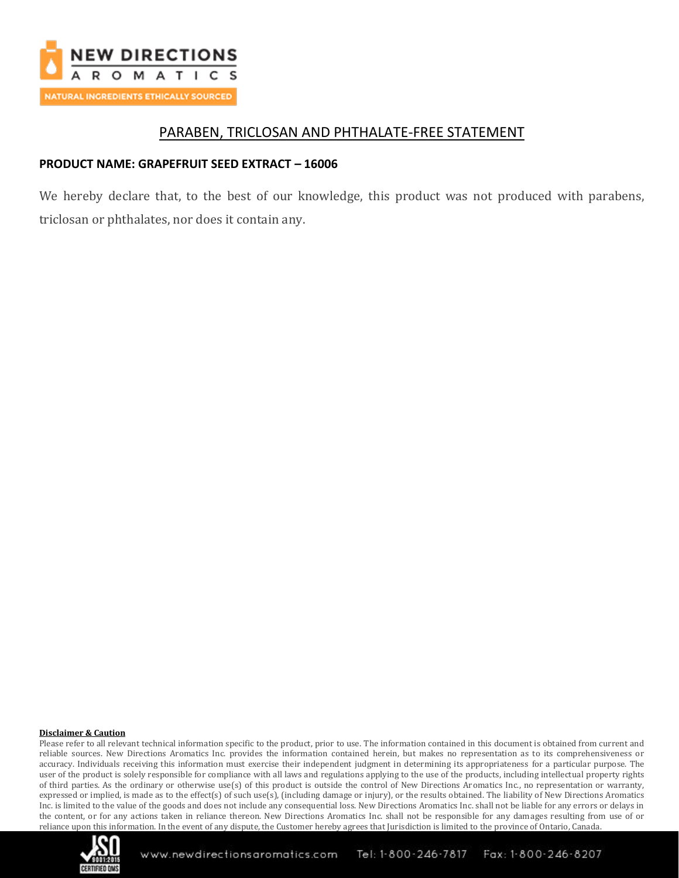# PARABEN, TRICLOSAN AND PHTHALATE-FREE STATEMENT

**PRODUCT NAME: GRAPEFRUIT SEED EXTRACT – 16006**

We hereby declare that, to the best of our knowledge, this product was not produced with parabens, triclosan or phthalates, nor does it contain any.

**Disclaimer & Caution**

Please refer to all relevant technical information specific to the product, prior to use. The information contained in this document is obtained from current and reliable sources. New Directions Aromatics Inc. provides the information contained herein, but makes no representation as to its comprehensiveness or accuracy. Individuals receiving this information must exercise their independent judgment in determining its appropriateness for a particular purpose. The user of the product is solely responsible for compliance with all laws and regulations applying to the use of the products, including intellectual property rights of third parties. As the ordinary or otherwise use(s) of this product is outside the control of New Directions Aromatics Inc., no representation or warranty, expressed or implied, is made as to the effect(s) of such use(s), (including damage or injury), or the results obtained. The liability of New Directions Aromatics Inc. is limited to the value of the goods and does not include any consequential loss. New Directions Aromatics Inc. shall not be liable for any errors or delays in the content, or for any actions taken in reliance thereon. New Directions Aromatics Inc. shall not be responsible for any damages resulting from use of or reliance upon this information. In the event of any dispute, the Customer hereby agrees that Jurisdiction is limited to the province of Ontario, Canada.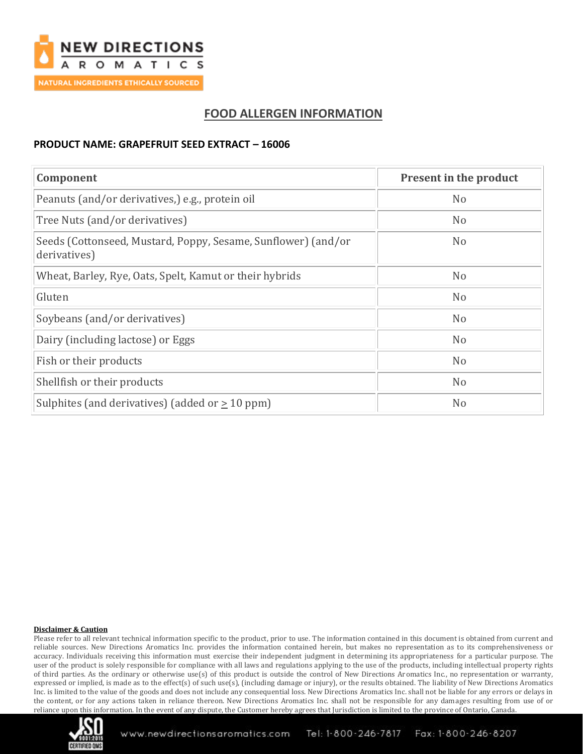# FOOD ALLERGEN INFORMATION

**PRODUCT NAME: GRAPEFRUIT SEED EXTRACT – 16006**

| Component | Present in the product |
|---|---|
| Peanuts (and/or derivatives,) e.g., protein oil | No |
| Tree Nuts (and/or derivatives) | No |
| Seeds (Cottonseed, Mustard, Poppy, Sesame, Sunflower) (and/or derivatives) | No |
| Wheat, Barley, Rye, Oats, Spelt, Kamut or their hybrids | No |
| Gluten | No |
| Soybeans (and/or derivatives) | No |
| Dairy (including lactose) or Eggs | No |
| Fish or their products | No |
| Shellfish or their products | No |
| Sulphites (and derivatives) (added or ≥ 10 ppm) | No |

**Disclaimer & Caution**

Please refer to all relevant technical information specific to the product, prior to use. The information contained in this document is obtained from current and reliable sources. New Directions Aromatics Inc. provides the information contained herein, but makes no representation as to its comprehensiveness or accuracy. Individuals receiving this information must exercise their independent judgment in determining its appropriateness for a particular purpose. The user of the product is solely responsible for compliance with all laws and regulations applying to the use of the products, including intellectual property rights of third parties. As the ordinary or otherwise use(s) of this product is outside the control of New Directions Aromatics Inc., no representation or warranty, expressed or implied, is made as to the effect(s) of such use(s), (including damage or injury), or the results obtained. The liability of New Directions Aromatics Inc. is limited to the value of the goods and does not include any consequential loss. New Directions Aromatics Inc. shall not be liable for any errors or delays in the content, or for any actions taken in reliance thereon. New Directions Aromatics Inc. shall not be responsible for any damages resulting from use of or reliance upon this information. In the event of any dispute, the Customer hereby agrees that Jurisdiction is limited to the province of Ontario, Canada.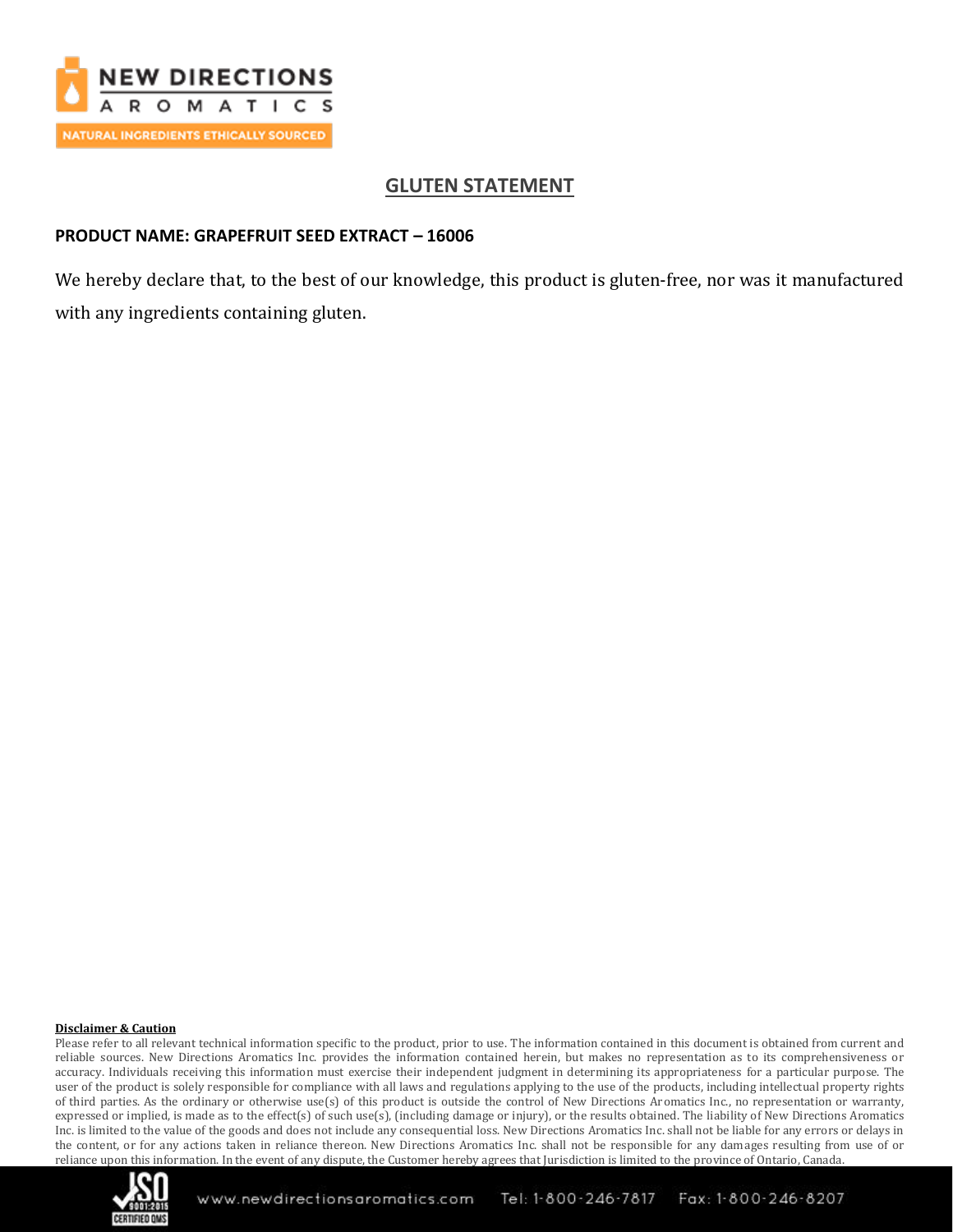# GLUTEN STATEMENT

**PRODUCT NAME: GRAPEFRUIT SEED EXTRACT – 16006**

We hereby declare that, to the best of our knowledge, this product is gluten-free, nor was it manufactured with any ingredients containing gluten.

**Disclaimer & Caution**

Please refer to all relevant technical information specific to the product, prior to use. The information contained in this document is obtained from current and reliable sources. New Directions Aromatics Inc. provides the information contained herein, but makes no representation as to its comprehensiveness or accuracy. Individuals receiving this information must exercise their independent judgment in determining its appropriateness for a particular purpose. The user of the product is solely responsible for compliance with all laws and regulations applying to the use of the products, including intellectual property rights of third parties. As the ordinary or otherwise use(s) of this product is outside the control of New Directions Aromatics Inc., no representation or warranty, expressed or implied, is made as to the effect(s) of such use(s), (including damage or injury), or the results obtained. The liability of New Directions Aromatics Inc. is limited to the value of the goods and does not include any consequential loss. New Directions Aromatics Inc. shall not be liable for any errors or delays in the content, or for any actions taken in reliance thereon. New Directions Aromatics Inc. shall not be responsible for any damages resulting from use of or reliance upon this information. In the event of any dispute, the Customer hereby agrees that Jurisdiction is limited to the province of Ontario, Canada.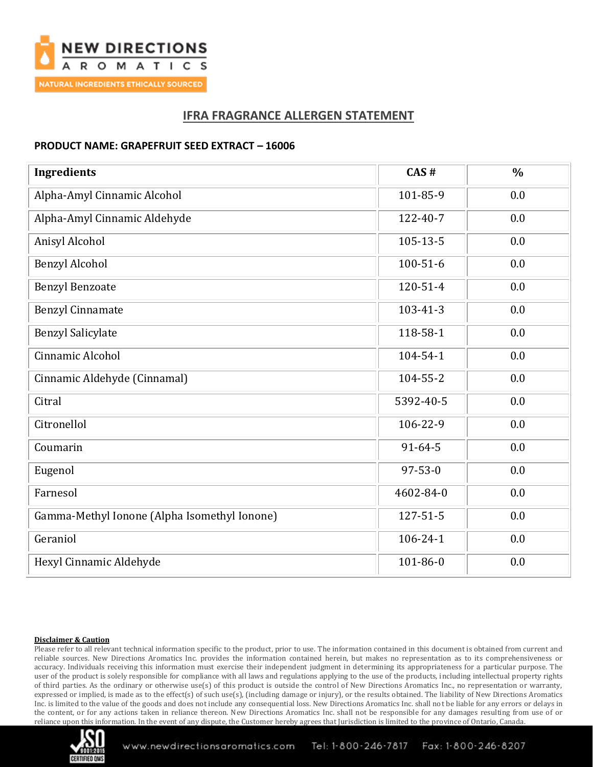## IFRA FRAGRANCE ALLERGEN STATEMENT

**PRODUCT NAME: GRAPEFRUIT SEED EXTRACT – 16006**

| Ingredients | CAS # | % |
|---|---|---|
| Alpha-Amyl Cinnamic Alcohol | 101-85-9 | 0.0 |
| Alpha-Amyl Cinnamic Aldehyde | 122-40-7 | 0.0 |
| Anisyl Alcohol | 105-13-5 | 0.0 |
| Benzyl Alcohol | 100-51-6 | 0.0 |
| Benzyl Benzoate | 120-51-4 | 0.0 |
| Benzyl Cinnamate | 103-41-3 | 0.0 |
| Benzyl Salicylate | 118-58-1 | 0.0 |
| Cinnamic Alcohol | 104-54-1 | 0.0 |
| Cinnamic Aldehyde (Cinnamal) | 104-55-2 | 0.0 |
| Citral | 5392-40-5 | 0.0 |
| Citronellol | 106-22-9 | 0.0 |
| Coumarin | 91-64-5 | 0.0 |
| Eugenol | 97-53-0 | 0.0 |
| Farnesol | 4602-84-0 | 0.0 |
| Gamma-Methyl Ionone (Alpha Isomethyl Ionone) | 127-51-5 | 0.0 |
| Geraniol | 106-24-1 | 0.0 |
| Hexyl Cinnamic Aldehyde | 101-86-0 | 0.0 |

**Disclaimer & Caution**

Please refer to all relevant technical information specific to the product, prior to use. The information contained in this document is obtained from current and reliable sources. New Directions Aromatics Inc. provides the information contained herein, but makes no representation as to its comprehensiveness or accuracy. Individuals receiving this information must exercise their independent judgment in determining its appropriateness for a particular purpose. The user of the product is solely responsible for compliance with all laws and regulations applying to the use of the products, including intellectual property rights of third parties. As the ordinary or otherwise use(s) of this product is outside the control of New Directions Aromatics Inc., no representation or warranty, expressed or implied, is made as to the effect(s) of such use(s), (including damage or injury), or the results obtained. The liability of New Directions Aromatics Inc. is limited to the value of the goods and does not include any consequential loss. New Directions Aromatics Inc. shall not be liable for any errors or delays in the content, or for any actions taken in reliance thereon. New Directions Aromatics Inc. shall not be responsible for any damages resulting from use of or reliance upon this information. In the event of any dispute, the Customer hereby agrees that Jurisdiction is limited to the province of Ontario, Canada.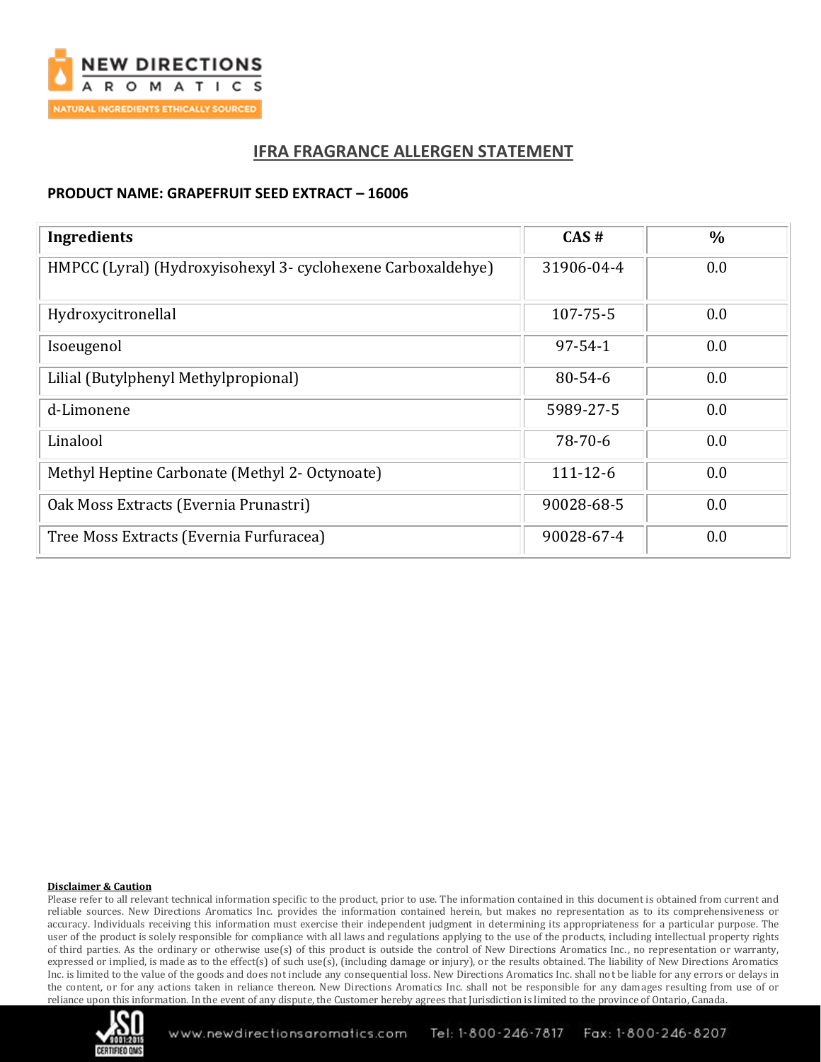## IFRA FRAGRANCE ALLERGEN STATEMENT

**PRODUCT NAME: GRAPEFRUIT SEED EXTRACT – 16006**

| Ingredients | CAS # | % |
|---|---|---|
| HMPCC (Lyral) (Hydroxyisohexyl 3- cyclohexene Carboxaldehye) | 31906-04-4 | 0.0 |
| Hydroxycitronellal | 107-75-5 | 0.0 |
| Isoeugenol | 97-54-1 | 0.0 |
| Lilial (Butylphenyl Methylpropional) | 80-54-6 | 0.0 |
| d-Limonene | 5989-27-5 | 0.0 |
| Linalool | 78-70-6 | 0.0 |
| Methyl Heptine Carbonate (Methyl 2- Octynoate) | 111-12-6 | 0.0 |
| Oak Moss Extracts (Evernia Prunastri) | 90028-68-5 | 0.0 |
| Tree Moss Extracts (Evernia Furfuracea) | 90028-67-4 | 0.0 |

**Disclaimer & Caution**

Please refer to all relevant technical information specific to the product, prior to use. The information contained in this document is obtained from current and reliable sources. New Directions Aromatics Inc. provides the information contained herein, but makes no representation as to its comprehensiveness or accuracy. Individuals receiving this information must exercise their independent judgment in determining its appropriateness for a particular purpose. The user of the product is solely responsible for compliance with all laws and regulations applying to the use of the products, including intellectual property rights of third parties. As the ordinary or otherwise use(s) of this product is outside the control of New Directions Aromatics Inc., no representation or warranty, expressed or implied, is made as to the effect(s) of such use(s), (including damage or injury), or the results obtained. The liability of New Directions Aromatics Inc. is limited to the value of the goods and does not include any consequential loss. New Directions Aromatics Inc. shall not be liable for any errors or delays in the content, or for any actions taken in reliance thereon. New Directions Aromatics Inc. shall not be responsible for any damages resulting from use of or reliance upon this information. In the event of any dispute, the Customer hereby agrees that Jurisdiction is limited to the province of Ontario, Canada.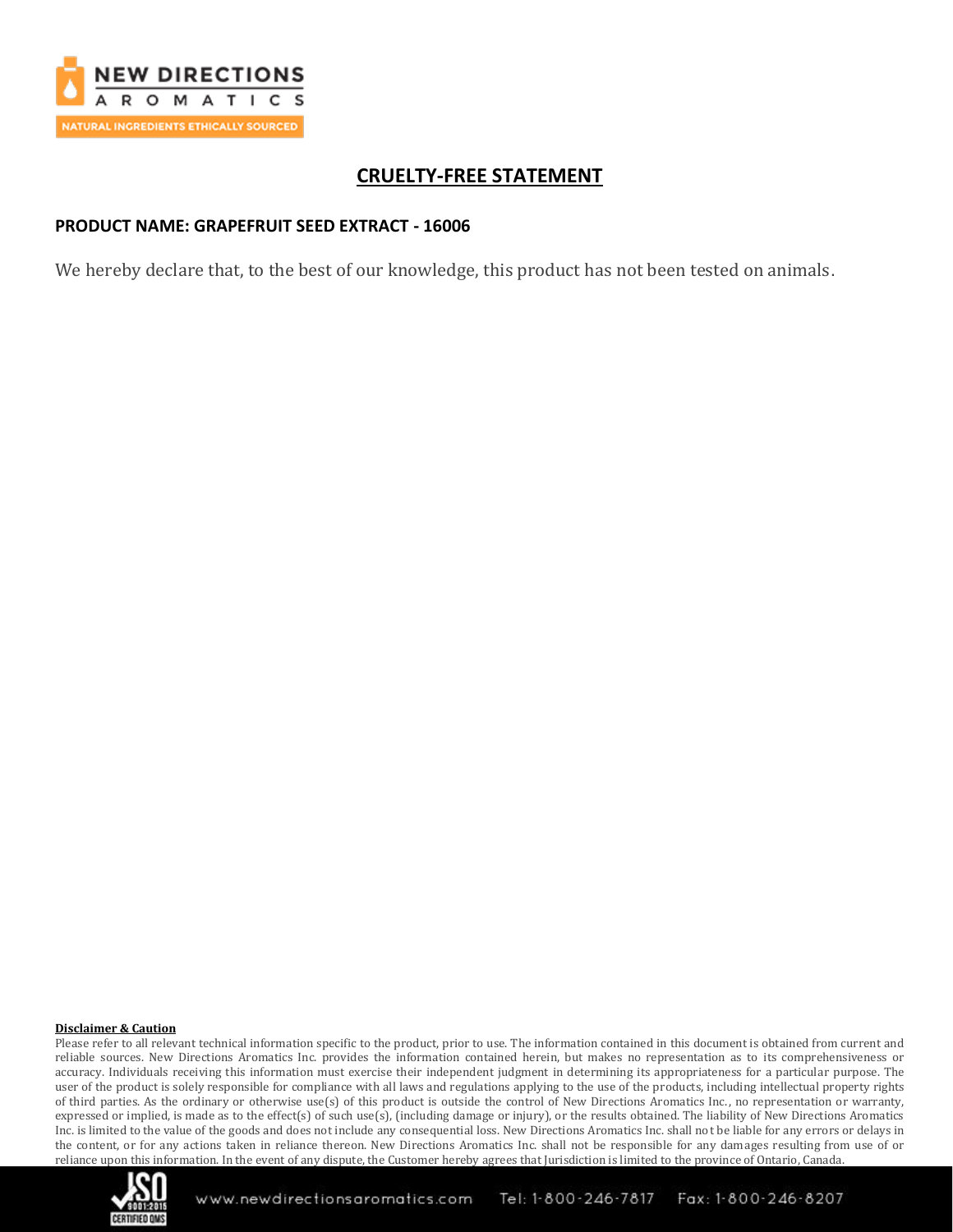# CRUELTY-FREE STATEMENT

**PRODUCT NAME: GRAPEFRUIT SEED EXTRACT - 16006**

We hereby declare that, to the best of our knowledge, this product has not been tested on animals.

**Disclaimer & Caution**

Please refer to all relevant technical information specific to the product, prior to use. The information contained in this document is obtained from current and reliable sources. New Directions Aromatics Inc. provides the information contained herein, but makes no representation as to its comprehensiveness or accuracy. Individuals receiving this information must exercise their independent judgment in determining its appropriateness for a particular purpose. The user of the product is solely responsible for compliance with all laws and regulations applying to the use of the products, including intellectual property rights of third parties. As the ordinary or otherwise use(s) of this product is outside the control of New Directions Aromatics Inc., no representation or warranty, expressed or implied, is made as to the effect(s) of such use(s), (including damage or injury), or the results obtained. The liability of New Directions Aromatics Inc. is limited to the value of the goods and does not include any consequential loss. New Directions Aromatics Inc. shall not be liable for any errors or delays in the content, or for any actions taken in reliance thereon. New Directions Aromatics Inc. shall not be responsible for any damages resulting from use of or reliance upon this information. In the event of any dispute, the Customer hereby agrees that Jurisdiction is limited to the province of Ontario, Canada.

www.newdirectionsaromatics.com Tel: 1-800-246-7817 Fax: 1-800-246-8207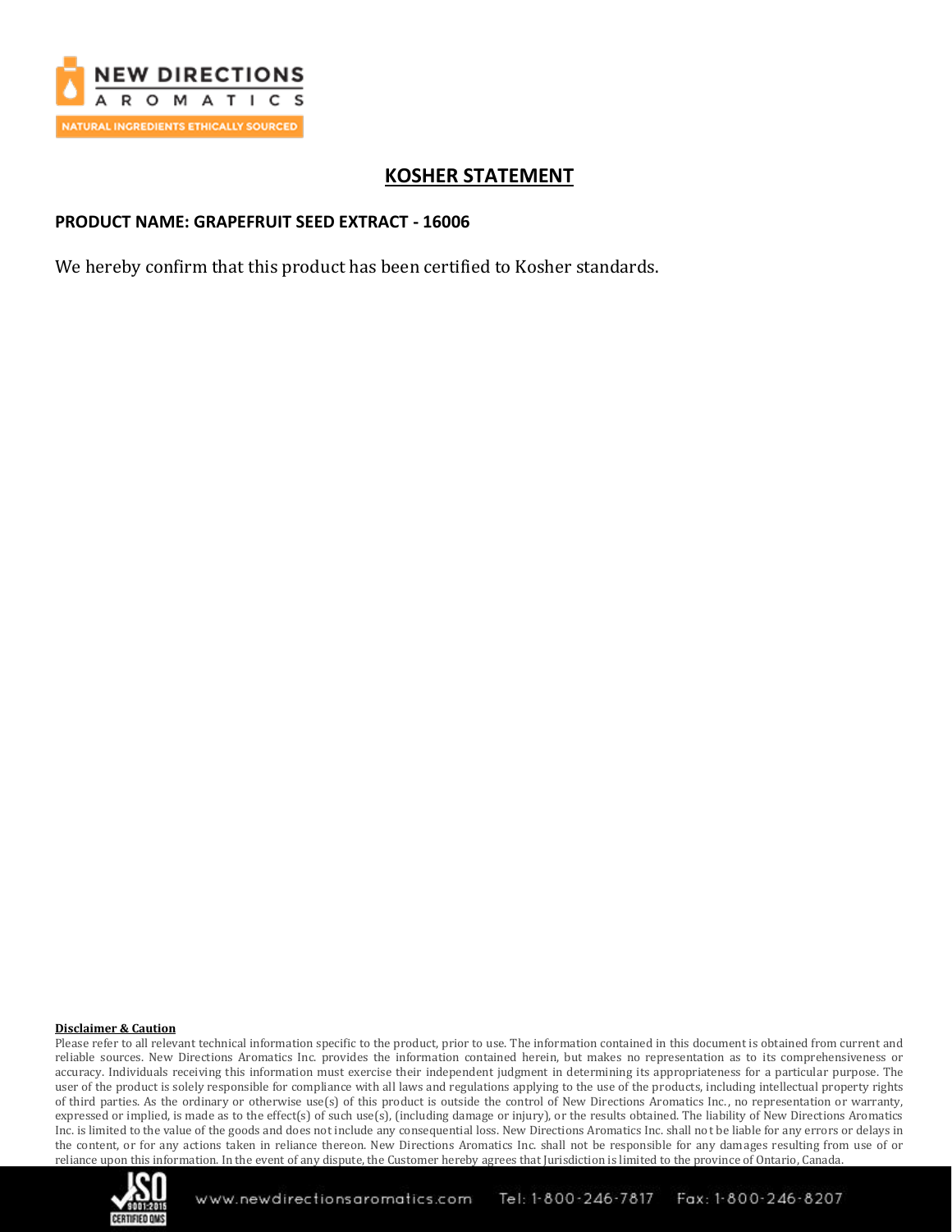# KOSHER STATEMENT

**PRODUCT NAME: GRAPEFRUIT SEED EXTRACT - 16006**

We hereby confirm that this product has been certified to Kosher standards.

**Disclaimer & Caution**

Please refer to all relevant technical information specific to the product, prior to use. The information contained in this document is obtained from current and reliable sources. New Directions Aromatics Inc. provides the information contained herein, but makes no representation as to its comprehensiveness or accuracy. Individuals receiving this information must exercise their independent judgment in determining its appropriateness for a particular purpose. The user of the product is solely responsible for compliance with all laws and regulations applying to the use of the products, including intellectual property rights of third parties. As the ordinary or otherwise use(s) of this product is outside the control of New Directions Aromatics Inc., no representation or warranty, expressed or implied, is made as to the effect(s) of such use(s), (including damage or injury), or the results obtained. The liability of New Directions Aromatics Inc. is limited to the value of the goods and does not include any consequential loss. New Directions Aromatics Inc. shall not be liable for any errors or delays in the content, or for any actions taken in reliance thereon. New Directions Aromatics Inc. shall not be responsible for any damages resulting from use of or reliance upon this information. In the event of any dispute, the Customer hereby agrees that Jurisdiction is limited to the province of Ontario, Canada.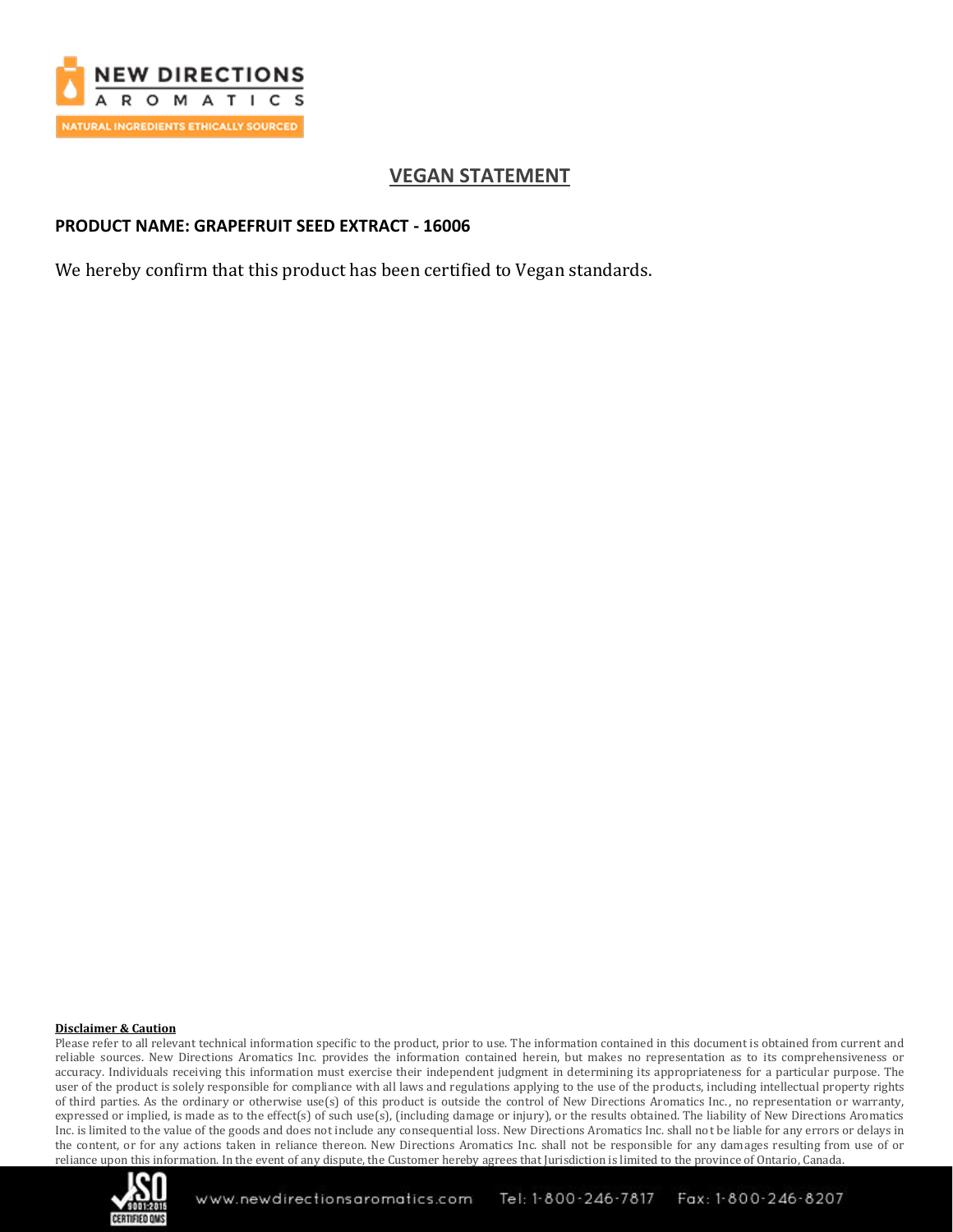# VEGAN STATEMENT

**PRODUCT NAME: GRAPEFRUIT SEED EXTRACT - 16006**

We hereby confirm that this product has been certified to Vegan standards.

**Disclaimer & Caution**

Please refer to all relevant technical information specific to the product, prior to use. The information contained in this document is obtained from current and reliable sources. New Directions Aromatics Inc. provides the information contained herein, but makes no representation as to its comprehensiveness or accuracy. Individuals receiving this information must exercise their independent judgment in determining its appropriateness for a particular purpose. The user of the product is solely responsible for compliance with all laws and regulations applying to the use of the products, including intellectual property rights of third parties. As the ordinary or otherwise use(s) of this product is outside the control of New Directions Aromatics Inc., no representation or warranty, expressed or implied, is made as to the effect(s) of such use(s), (including damage or injury), or the results obtained. The liability of New Directions Aromatics Inc. is limited to the value of the goods and does not include any consequential loss. New Directions Aromatics Inc. shall not be liable for any errors or delays in the content, or for any actions taken in reliance thereon. New Directions Aromatics Inc. shall not be responsible for any damages resulting from use of or reliance upon this information. In the event of any dispute, the Customer hereby agrees that Jurisdiction is limited to the province of Ontario, Canada.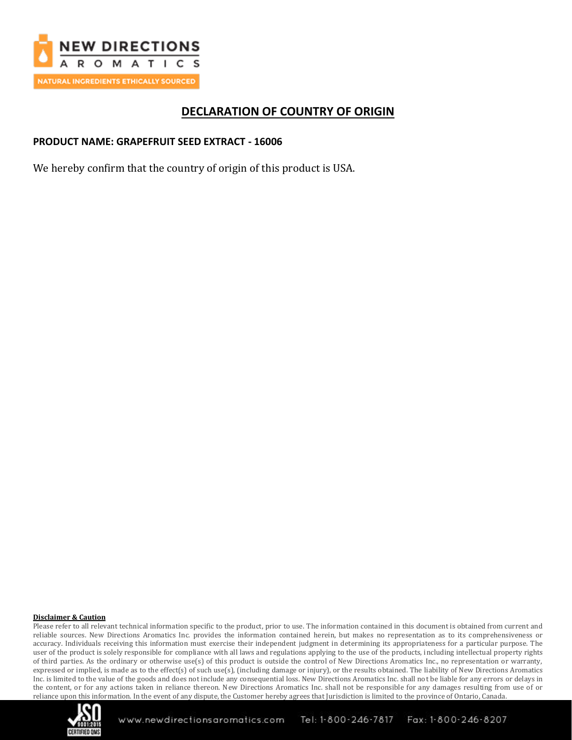# DECLARATION OF COUNTRY OF ORIGIN

**PRODUCT NAME: GRAPEFRUIT SEED EXTRACT - 16006**

We hereby confirm that the country of origin of this product is USA.

**Disclaimer & Caution**

Please refer to all relevant technical information specific to the product, prior to use. The information contained in this document is obtained from current and reliable sources. New Directions Aromatics Inc. provides the information contained herein, but makes no representation as to its comprehensiveness or accuracy. Individuals receiving this information must exercise their independent judgment in determining its appropriateness for a particular purpose. The user of the product is solely responsible for compliance with all laws and regulations applying to the use of the products, including intellectual property rights of third parties. As the ordinary or otherwise use(s) of this product is outside the control of New Directions Aromatics Inc., no representation or warranty, expressed or implied, is made as to the effect(s) of such use(s), (including damage or injury), or the results obtained. The liability of New Directions Aromatics Inc. is limited to the value of the goods and does not include any consequential loss. New Directions Aromatics Inc. shall not be liable for any errors or delays in the content, or for any actions taken in reliance thereon. New Directions Aromatics Inc. shall not be responsible for any damages resulting from use of or reliance upon this information. In the event of any dispute, the Customer hereby agrees that Jurisdiction is limited to the province of Ontario, Canada.